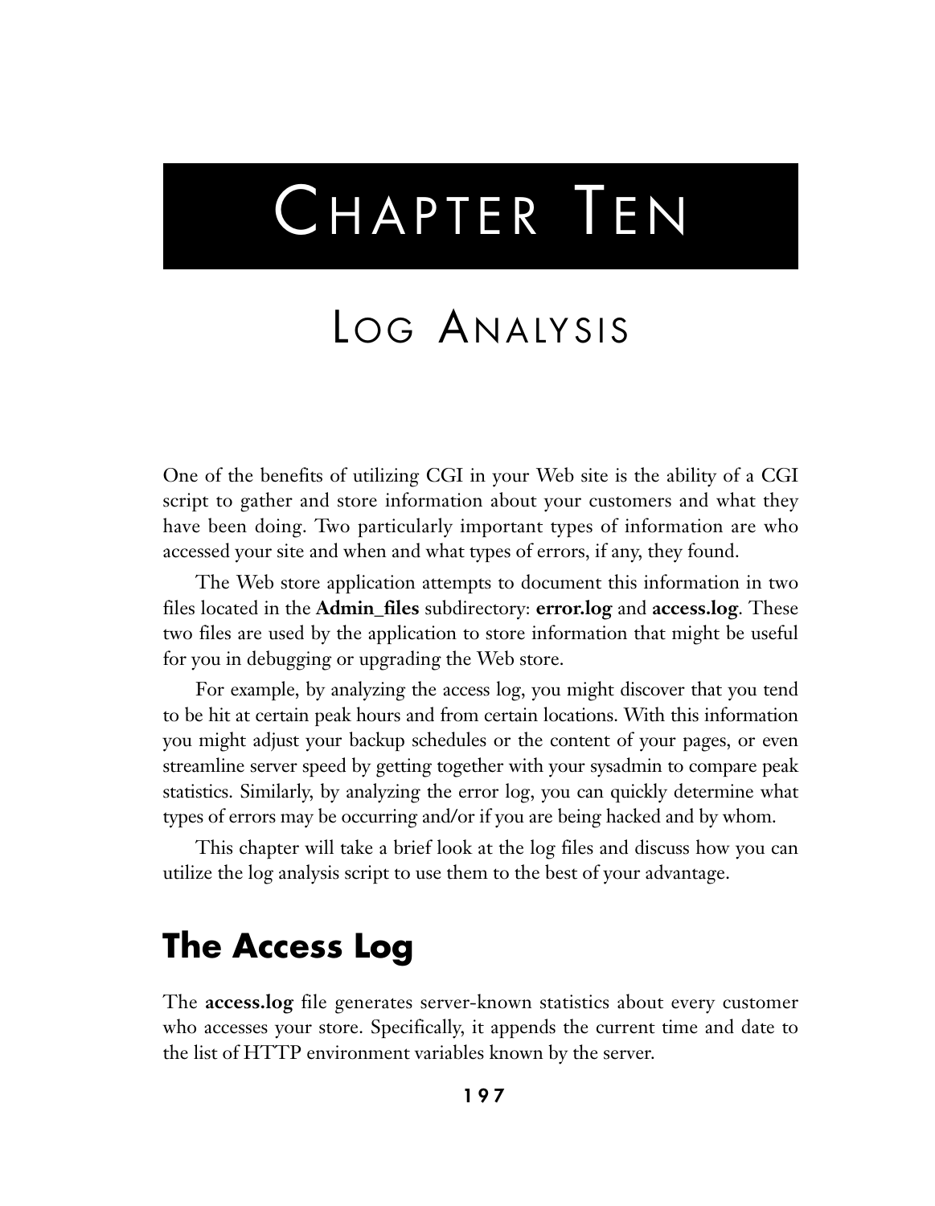# Chapter Ten

# Log Analysis

One of the benefits of utilizing CGI in your Web site is the ability of a CGI script to gather and store information about your customers and what they have been doing. Two particularly important types of information are who accessed your site and when and what types of errors, if any, they found.

The Web store application attempts to document this information in two files located in the **Admin_files** subdirectory: **error.log** and **access.log**. These two files are used by the application to store information that might be useful for you in debugging or upgrading the Web store.

For example, by analyzing the access log, you might discover that you tend to be hit at certain peak hours and from certain locations. With this information you might adjust your backup schedules or the content of your pages, or even streamline server speed by getting together with your sysadmin to compare peak statistics. Similarly, by analyzing the error log, you can quickly determine what types of errors may be occurring and/or if you are being hacked and by whom.

This chapter will take a brief look at the log files and discuss how you can utilize the log analysis script to use them to the best of your advantage.

## The Access Log

The **access.log** file generates server-known statistics about every customer who accesses your store. Specifically, it appends the current time and date to the list of HTTP environment variables known by the server.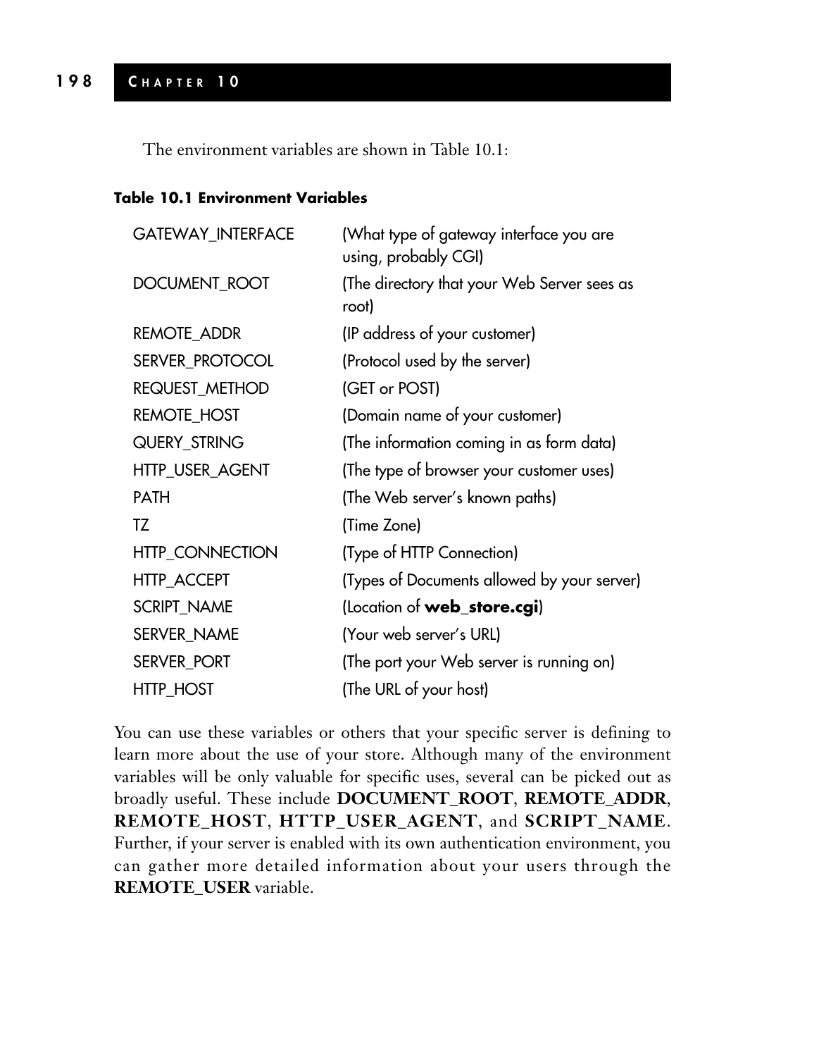The environment variables are shown in Table 10.1:

**Table 10.1 Environment Variables**

| Variable | Description |
|---|---|
| GATEWAY_INTERFACE | (What type of gateway interface you are using, probably CGI) |
| DOCUMENT_ROOT | (The directory that your Web Server sees as root) |
| REMOTE_ADDR | (IP address of your customer) |
| SERVER_PROTOCOL | (Protocol used by the server) |
| REQUEST_METHOD | (GET or POST) |
| REMOTE_HOST | (Domain name of your customer) |
| QUERY_STRING | (The information coming in as form data) |
| HTTP_USER_AGENT | (The type of browser your customer uses) |
| PATH | (The Web server's known paths) |
| TZ | (Time Zone) |
| HTTP_CONNECTION | (Type of HTTP Connection) |
| HTTP_ACCEPT | (Types of Documents allowed by your server) |
| SCRIPT_NAME | (Location of **web_store.cgi**) |
| SERVER_NAME | (Your web server's URL) |
| SERVER_PORT | (The port your Web server is running on) |
| HTTP_HOST | (The URL of your host) |

You can use these variables or others that your specific server is defining to learn more about the use of your store. Although many of the environment variables will be only valuable for specific uses, several can be picked out as broadly useful. These include **DOCUMENT_ROOT**, **REMOTE_ADDR**, **REMOTE_HOST**, **HTTP_USER_AGENT**, and **SCRIPT_NAME**. Further, if your server is enabled with its own authentication environment, you can gather more detailed information about your users through the **REMOTE_USER** variable.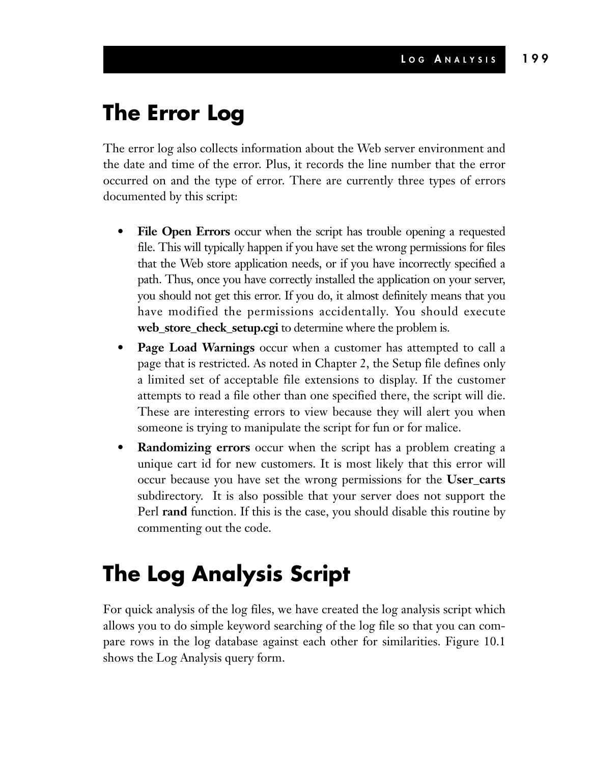# The Error Log

The error log also collects information about the Web server environment and the date and time of the error. Plus, it records the line number that the error occurred on and the type of error. There are currently three types of errors documented by this script:

- **File Open Errors** occur when the script has trouble opening a requested file. This will typically happen if you have set the wrong permissions for files that the Web store application needs, or if you have incorrectly specified a path. Thus, once you have correctly installed the application on your server, you should not get this error. If you do, it almost definitely means that you have modified the permissions accidentally. You should execute **web_store_check_setup.cgi** to determine where the problem is.
- **Page Load Warnings** occur when a customer has attempted to call a page that is restricted. As noted in Chapter 2, the Setup file defines only a limited set of acceptable file extensions to display. If the customer attempts to read a file other than one specified there, the script will die. These are interesting errors to view because they will alert you when someone is trying to manipulate the script for fun or for malice.
- **Randomizing errors** occur when the script has a problem creating a unique cart id for new customers. It is most likely that this error will occur because you have set the wrong permissions for the **User_carts** subdirectory. It is also possible that your server does not support the Perl **rand** function. If this is the case, you should disable this routine by commenting out the code.

# The Log Analysis Script

For quick analysis of the log files, we have created the log analysis script which allows you to do simple keyword searching of the log file so that you can compare rows in the log database against each other for similarities. Figure 10.1 shows the Log Analysis query form.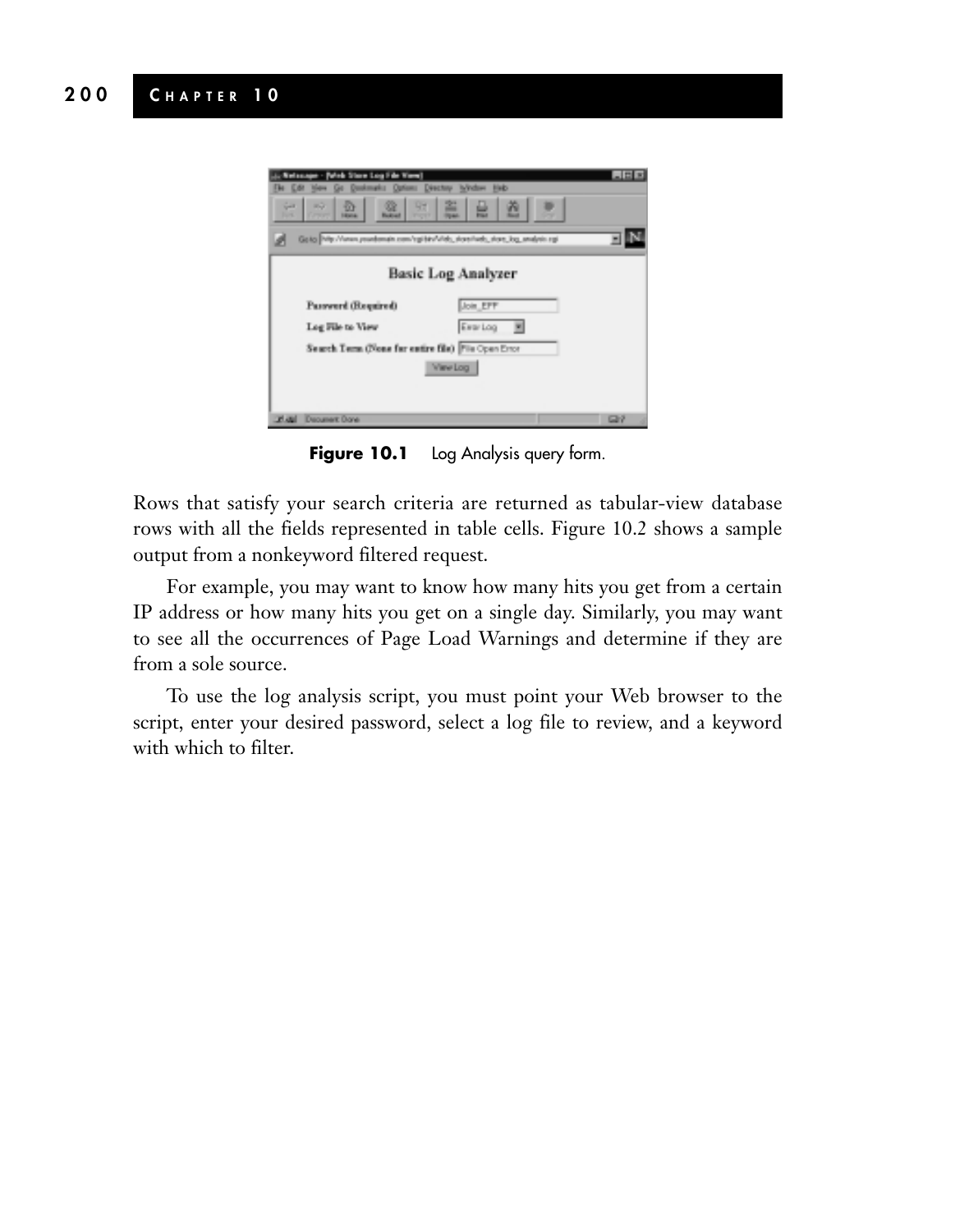Figure 10.1 Log Analysis query form.

Rows that satisfy your search criteria are returned as tabular-view database rows with all the fields represented in table cells. Figure 10.2 shows a sample output from a nonkeyword filtered request.

For example, you may want to know how many hits you get from a certain IP address or how many hits you get on a single day. Similarly, you may want to see all the occurrences of Page Load Warnings and determine if they are from a sole source.

To use the log analysis script, you must point your Web browser to the script, enter your desired password, select a log file to review, and a keyword with which to filter.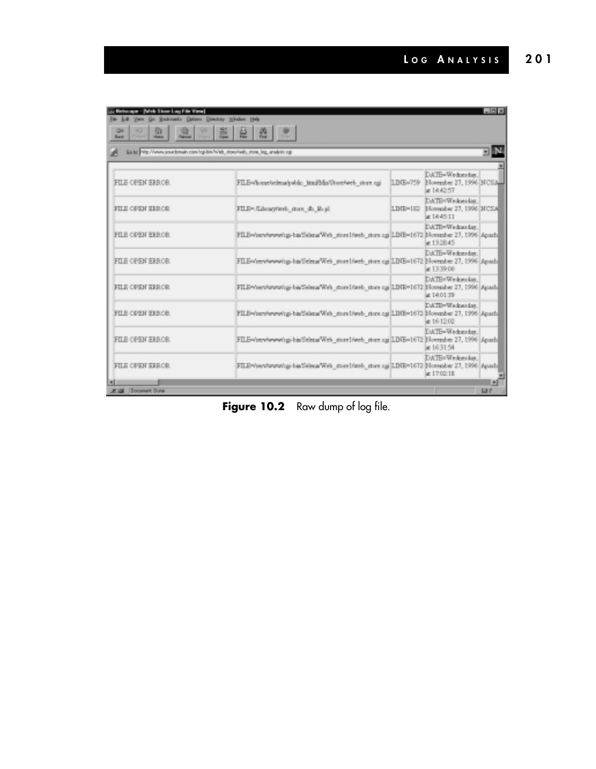Figure 10.2 Raw dump of log file.